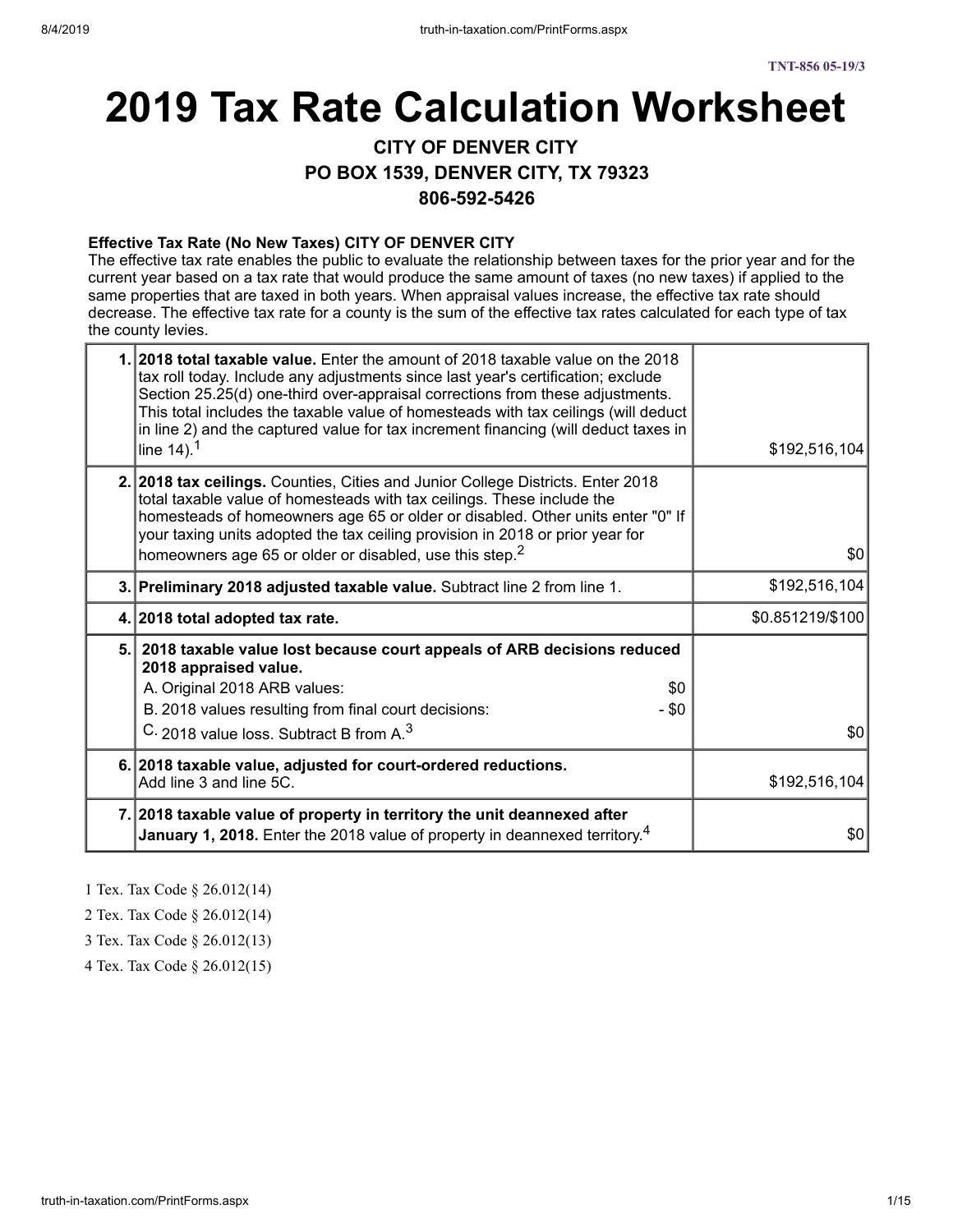TNT-856 05-19/3

# 2019 Tax Rate Calculation Worksheet

**CITY OF DENVER CITY**
**PO BOX 1539, DENVER CITY, TX 79323**
**806-592-5426**

### Effective Tax Rate (No New Taxes) CITY OF DENVER CITY

The effective tax rate enables the public to evaluate the relationship between taxes for the prior year and for the current year based on a tax rate that would produce the same amount of taxes (no new taxes) if applied to the same properties that are taxed in both years. When appraisal values increase, the effective tax rate should decrease. The effective tax rate for a county is the sum of the effective tax rates calculated for each type of tax the county levies.

| | | |
|---|---|---|
| 1. | **2018 total taxable value.** Enter the amount of 2018 taxable value on the 2018 tax roll today. Include any adjustments since last year's certification; exclude Section 25.25(d) one-third over-appraisal corrections from these adjustments. This total includes the taxable value of homesteads with tax ceilings (will deduct in line 2) and the captured value for tax increment financing (will deduct taxes in line 14).[1] | $192,516,104 |
| 2. | **2018 tax ceilings.** Counties, Cities and Junior College Districts. Enter 2018 total taxable value of homesteads with tax ceilings. These include the homesteads of homeowners age 65 or older or disabled. Other units enter "0" If your taxing units adopted the tax ceiling provision in 2018 or prior year for homeowners age 65 or older or disabled, use this step.[2] | $0 |
| 3. | **Preliminary 2018 adjusted taxable value.** Subtract line 2 from line 1. | $192,516,104 |
| 4. | **2018 total adopted tax rate.** | $0.851219/$100 |
| 5. | **2018 taxable value lost because court appeals of ARB decisions reduced 2018 appraised value.**<br>A. Original 2018 ARB values: $0<br>B. 2018 values resulting from final court decisions: - $0<br>C. 2018 value loss. Subtract B from A.[3] | $0 |
| 6. | **2018 taxable value, adjusted for court-ordered reductions.** Add line 3 and line 5C. | $192,516,104 |
| 7. | **2018 taxable value of property in territory the unit deannexed after January 1, 2018.** Enter the 2018 value of property in deannexed territory.[4] | $0 |

1 Tex. Tax Code § 26.012(14)

2 Tex. Tax Code § 26.012(14)

3 Tex. Tax Code § 26.012(13)

4 Tex. Tax Code § 26.012(15)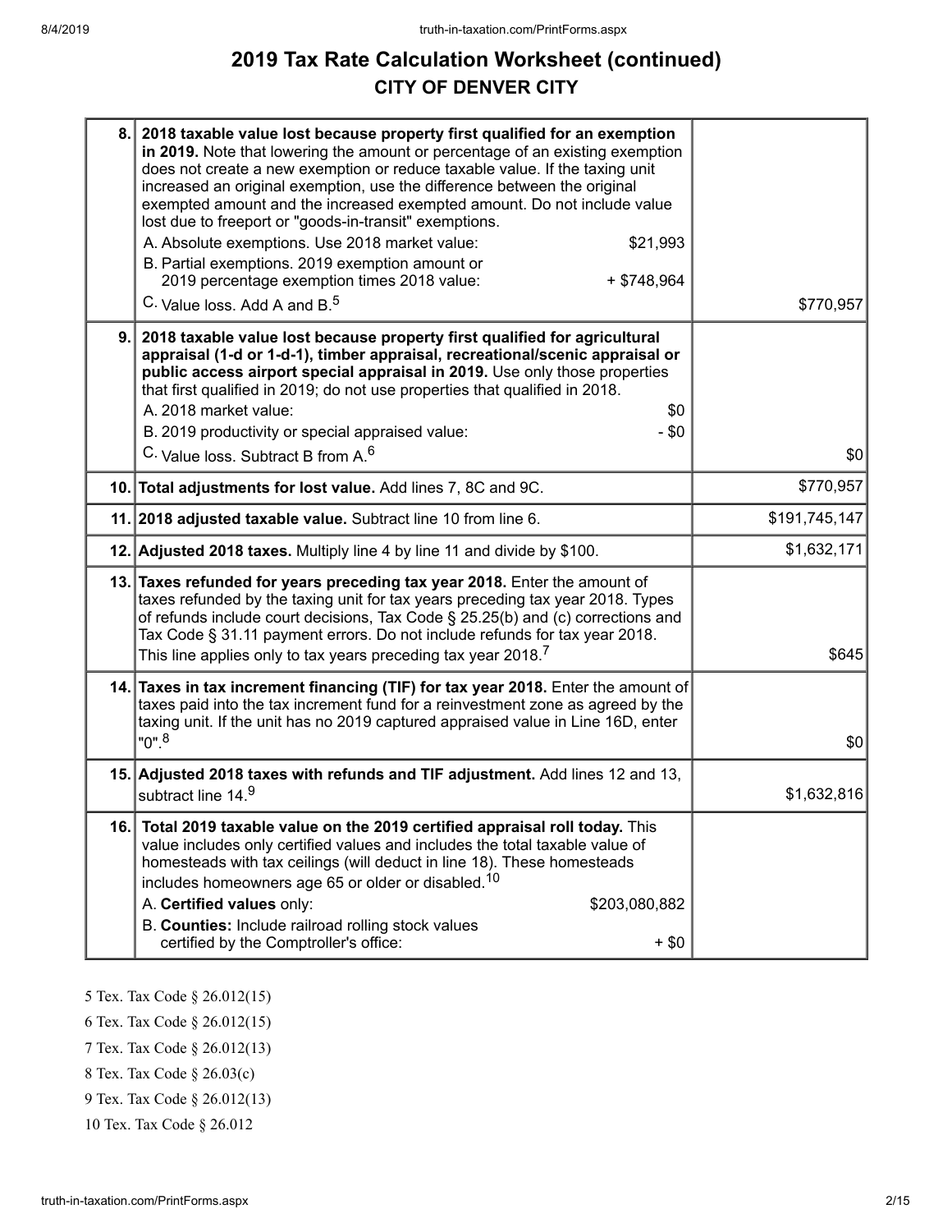# 2019 Tax Rate Calculation Worksheet (continued)

## CITY OF DENVER CITY

| | | |
|---|---|---|
| 8. | **2018 taxable value lost because property first qualified for an exemption in 2019.** Note that lowering the amount or percentage of an existing exemption does not create a new exemption or reduce taxable value. If the taxing unit increased an original exemption, use the difference between the original exempted amount and the increased exempted amount. Do not include value lost due to freeport or "goods-in-transit" exemptions.<br>A. Absolute exemptions. Use 2018 market value: $21,993<br>B. Partial exemptions. 2019 exemption amount or 2019 percentage exemption times 2018 value: + $748,964<br>C. Value loss. Add A and B.[5] | $770,957 |
| 9. | **2018 taxable value lost because property first qualified for agricultural appraisal (1-d or 1-d-1), timber appraisal, recreational/scenic appraisal or public access airport special appraisal in 2019.** Use only those properties that first qualified in 2019; do not use properties that qualified in 2018.<br>A. 2018 market value: $0<br>B. 2019 productivity or special appraised value: - $0<br>C. Value loss. Subtract B from A.[6] | $0 |
| 10. | **Total adjustments for lost value.** Add lines 7, 8C and 9C. | $770,957 |
| 11. | **2018 adjusted taxable value.** Subtract line 10 from line 6. | $191,745,147 |
| 12. | **Adjusted 2018 taxes.** Multiply line 4 by line 11 and divide by $100. | $1,632,171 |
| 13. | **Taxes refunded for years preceding tax year 2018.** Enter the amount of taxes refunded by the taxing unit for tax years preceding tax year 2018. Types of refunds include court decisions, Tax Code § 25.25(b) and (c) corrections and Tax Code § 31.11 payment errors. Do not include refunds for tax year 2018. This line applies only to tax years preceding tax year 2018.[7] | $645 |
| 14. | **Taxes in tax increment financing (TIF) for tax year 2018.** Enter the amount of taxes paid into the tax increment fund for a reinvestment zone as agreed by the taxing unit. If the unit has no 2019 captured appraised value in Line 16D, enter "0".[8] | $0 |
| 15. | **Adjusted 2018 taxes with refunds and TIF adjustment.** Add lines 12 and 13, subtract line 14.[9] | $1,632,816 |
| 16. | **Total 2019 taxable value on the 2019 certified appraisal roll today.** This value includes only certified values and includes the total taxable value of homesteads with tax ceilings (will deduct in line 18). These homesteads includes homeowners age 65 or older or disabled.[10]<br>A. **Certified values** only: $203,080,882<br>B. **Counties:** Include railroad rolling stock values certified by the Comptroller's office: + $0 | |

5 Tex. Tax Code § 26.012(15)

6 Tex. Tax Code § 26.012(15)

7 Tex. Tax Code § 26.012(13)

8 Tex. Tax Code § 26.03(c)

9 Tex. Tax Code § 26.012(13)

10 Tex. Tax Code § 26.012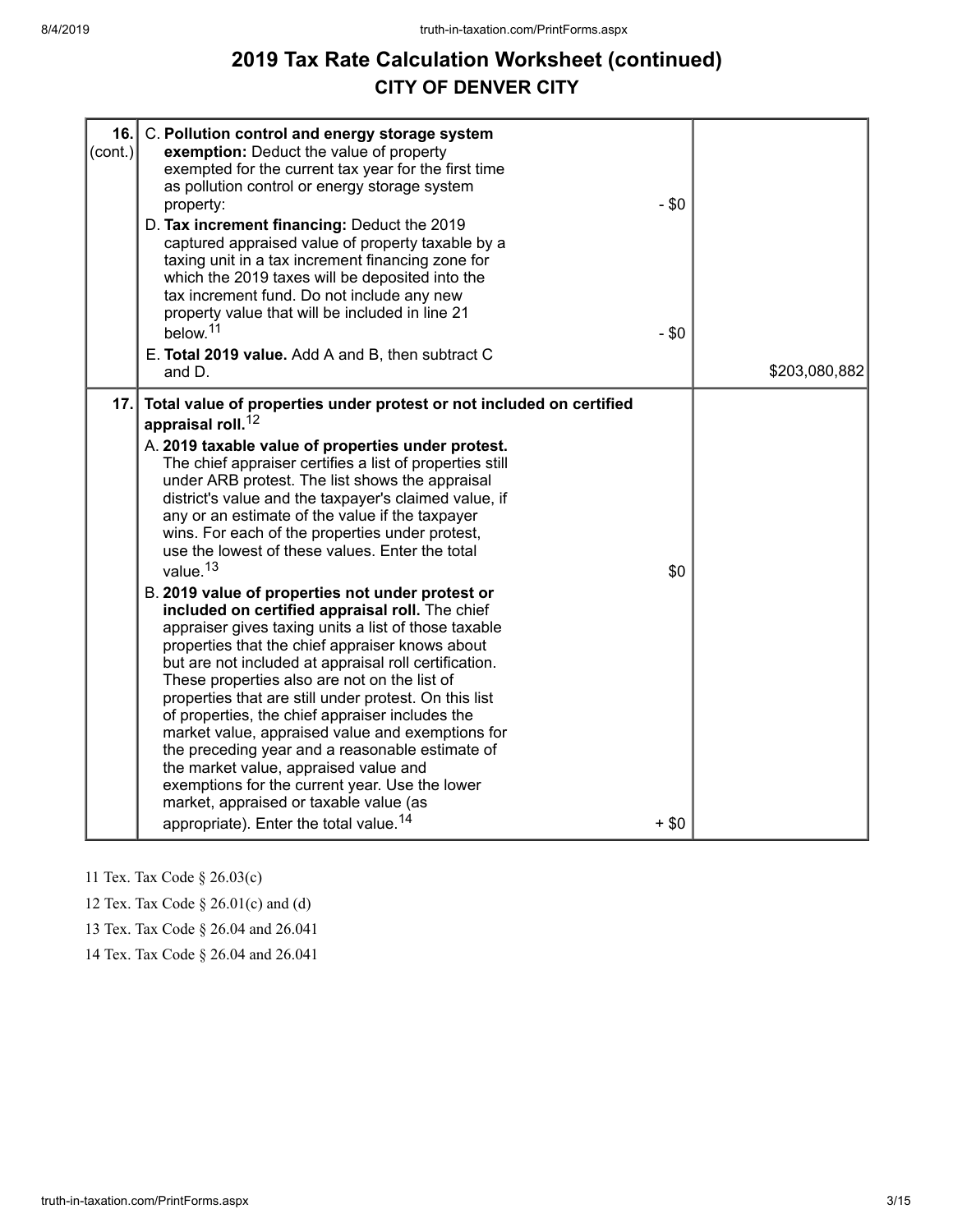# 2019 Tax Rate Calculation Worksheet (continued)

## CITY OF DENVER CITY

| | | |
|---|---|---|
| 16. (cont.) | C. **Pollution control and energy storage system exemption:** Deduct the value of property exempted for the current tax year for the first time as pollution control or energy storage system property: - $0<br>D. **Tax increment financing:** Deduct the 2019 captured appraised value of property taxable by a taxing unit in a tax increment financing zone for which the 2019 taxes will be deposited into the tax increment fund. Do not include any new property value that will be included in line 21 below.[11] - $0<br>E. **Total 2019 value.** Add A and B, then subtract C and D. | $203,080,882 |
| 17. | **Total value of properties under protest or not included on certified appraisal roll.**[12]<br>A. **2019 taxable value of properties under protest.** The chief appraiser certifies a list of properties still under ARB protest. The list shows the appraisal district's value and the taxpayer's claimed value, if any or an estimate of the value if the taxpayer wins. For each of the properties under protest, use the lowest of these values. Enter the total value.[13] $0<br>B. **2019 value of properties not under protest or included on certified appraisal roll.** The chief appraiser gives taxing units a list of those taxable properties that the chief appraiser knows about but are not included at appraisal roll certification. These properties also are not on the list of properties that are still under protest. On this list of properties, the chief appraiser includes the market value, appraised value and exemptions for the preceding year and a reasonable estimate of the market value, appraised value and exemptions for the current year. Use the lower market, appraised or taxable value (as appropriate). Enter the total value.[14] + $0 | |

11 Tex. Tax Code § 26.03(c)

12 Tex. Tax Code § 26.01(c) and (d)

13 Tex. Tax Code § 26.04 and 26.041

14 Tex. Tax Code § 26.04 and 26.041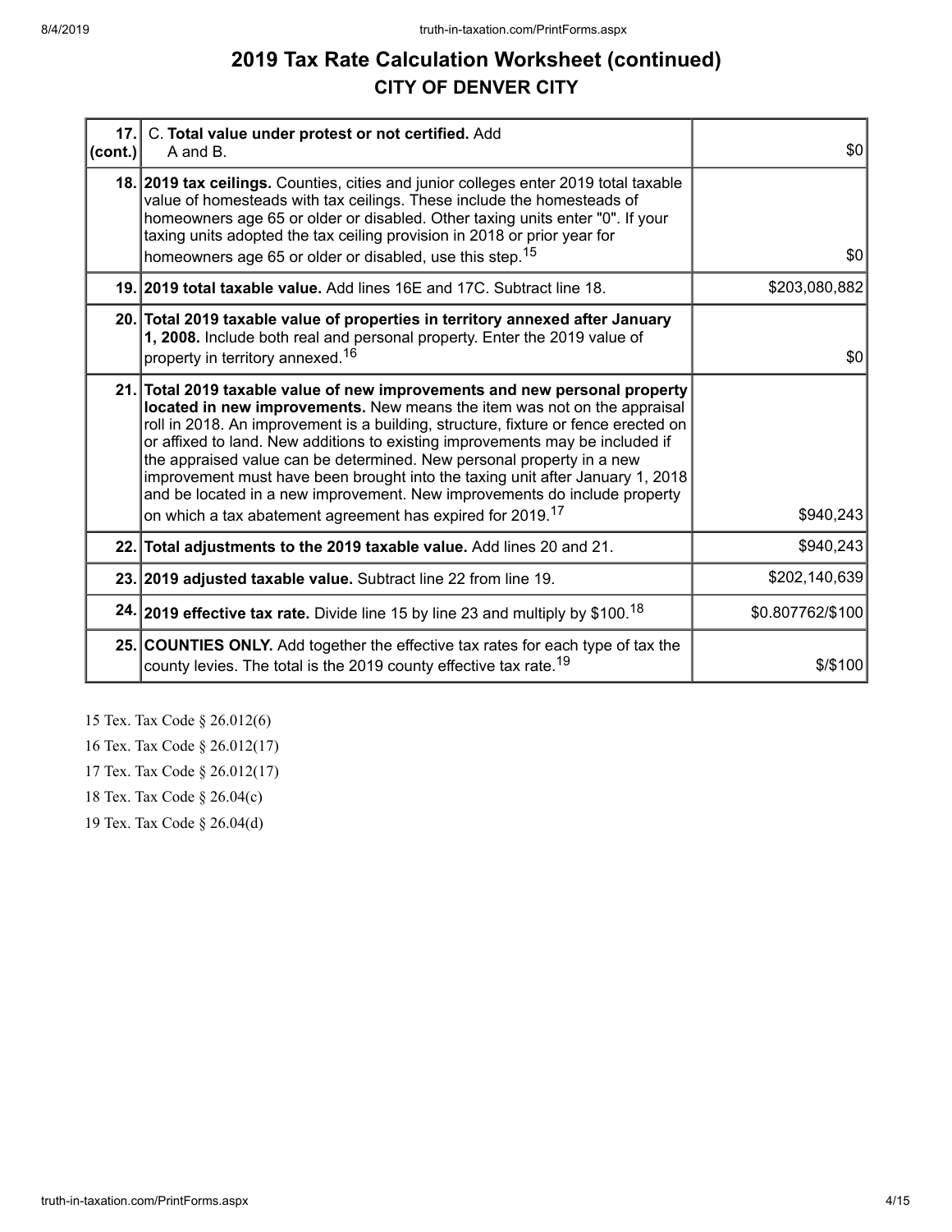# 2019 Tax Rate Calculation Worksheet (continued)

## CITY OF DENVER CITY

| | | |
|---|---|---|
| **17. (cont.)** | C. **Total value under protest or not certified.** Add A and B. | $0 |
| **18.** | **2019 tax ceilings.** Counties, cities and junior colleges enter 2019 total taxable value of homesteads with tax ceilings. These include the homesteads of homeowners age 65 or older or disabled. Other taxing units enter "0". If your taxing units adopted the tax ceiling provision in 2018 or prior year for homeowners age 65 or older or disabled, use this step.[15] | $0 |
| **19.** | **2019 total taxable value.** Add lines 16E and 17C. Subtract line 18. | $203,080,882 |
| **20.** | **Total 2019 taxable value of properties in territory annexed after January 1, 2008.** Include both real and personal property. Enter the 2019 value of property in territory annexed.[16] | $0 |
| **21.** | **Total 2019 taxable value of new improvements and new personal property located in new improvements.** New means the item was not on the appraisal roll in 2018. An improvement is a building, structure, fixture or fence erected on or affixed to land. New additions to existing improvements may be included if the appraised value can be determined. New personal property in a new improvement must have been brought into the taxing unit after January 1, 2018 and be located in a new improvement. New improvements do include property on which a tax abatement agreement has expired for 2019.[17] | $940,243 |
| **22.** | **Total adjustments to the 2019 taxable value.** Add lines 20 and 21. | $940,243 |
| **23.** | **2019 adjusted taxable value.** Subtract line 22 from line 19. | $202,140,639 |
| **24.** | **2019 effective tax rate.** Divide line 15 by line 23 and multiply by $100.[18] | $0.807762/$100 |
| **25.** | **COUNTIES ONLY.** Add together the effective tax rates for each type of tax the county levies. The total is the 2019 county effective tax rate.[19] | $/$100 |

15 Tex. Tax Code § 26.012(6)

16 Tex. Tax Code § 26.012(17)

17 Tex. Tax Code § 26.012(17)

18 Tex. Tax Code § 26.04(c)

19 Tex. Tax Code § 26.04(d)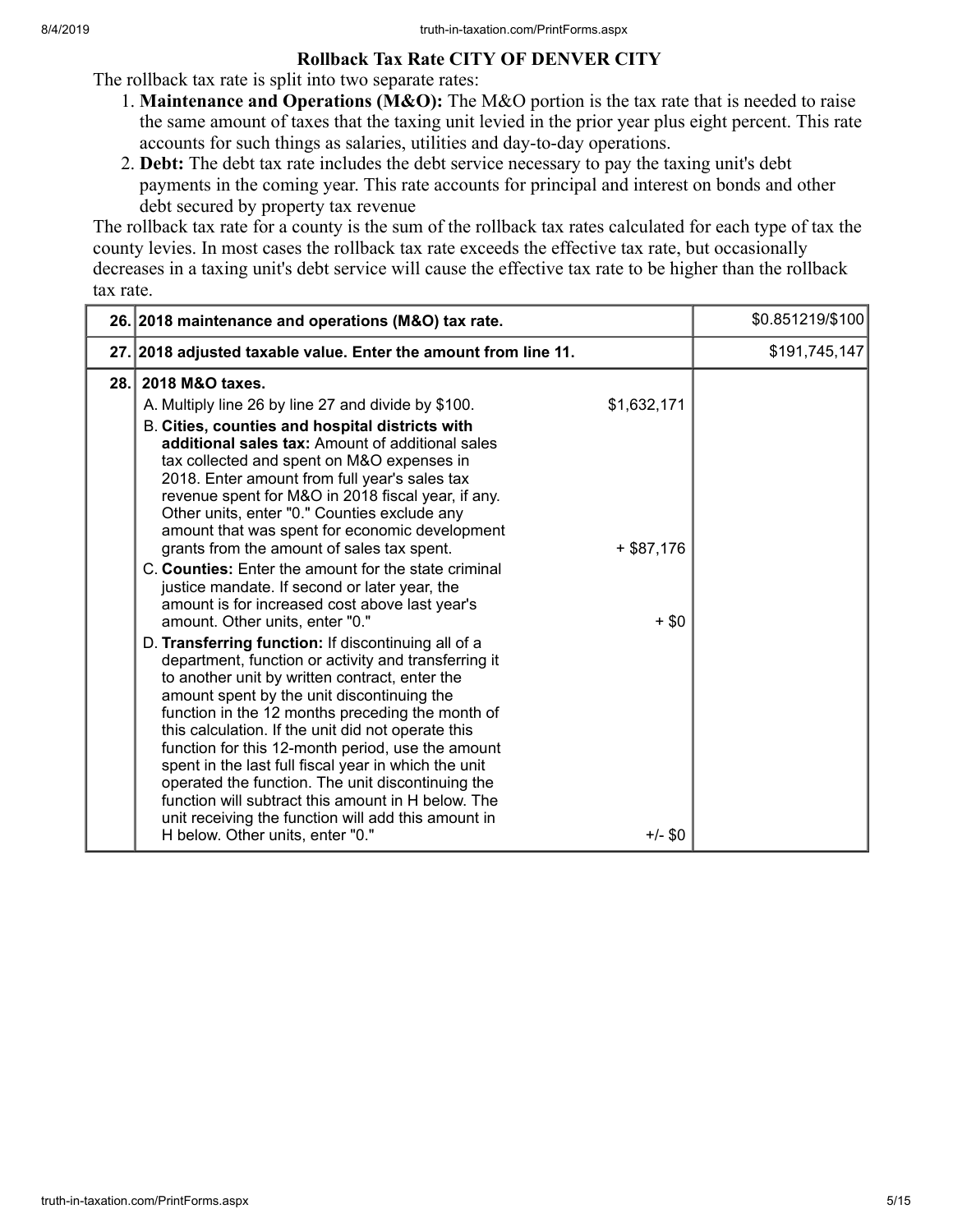## Rollback Tax Rate CITY OF DENVER CITY

The rollback tax rate is split into two separate rates:

1. **Maintenance and Operations (M&O):** The M&O portion is the tax rate that is needed to raise the same amount of taxes that the taxing unit levied in the prior year plus eight percent. This rate accounts for such things as salaries, utilities and day-to-day operations.
2. **Debt:** The debt tax rate includes the debt service necessary to pay the taxing unit's debt payments in the coming year. This rate accounts for principal and interest on bonds and other debt secured by property tax revenue

The rollback tax rate for a county is the sum of the rollback tax rates calculated for each type of tax the county levies. In most cases the rollback tax rate exceeds the effective tax rate, but occasionally decreases in a taxing unit's debt service will cause the effective tax rate to be higher than the rollback tax rate.

| | | | |
|---|---|---|---|
| 26. | **2018 maintenance and operations (M&O) tax rate.** | | $0.851219/$100 |
| 27. | **2018 adjusted taxable value. Enter the amount from line 11.** | | $191,745,147 |
| 28. | **2018 M&O taxes.** | | |
| | A. Multiply line 26 by line 27 and divide by $100. | $1,632,171 | |
| | B. **Cities, counties and hospital districts with additional sales tax:** Amount of additional sales tax collected and spent on M&O expenses in 2018. Enter amount from full year's sales tax revenue spent for M&O in 2018 fiscal year, if any. Other units, enter "0." Counties exclude any amount that was spent for economic development grants from the amount of sales tax spent. | + $87,176 | |
| | C. **Counties:** Enter the amount for the state criminal justice mandate. If second or later year, the amount is for increased cost above last year's amount. Other units, enter "0." | + $0 | |
| | D. **Transferring function:** If discontinuing all of a department, function or activity and transferring it to another unit by written contract, enter the amount spent by the unit discontinuing the function in the 12 months preceding the month of this calculation. If the unit did not operate this function for this 12-month period, use the amount spent in the last full fiscal year in which the unit operated the function. The unit discontinuing the function will subtract this amount in H below. The unit receiving the function will add this amount in H below. Other units, enter "0." | +/- $0 | |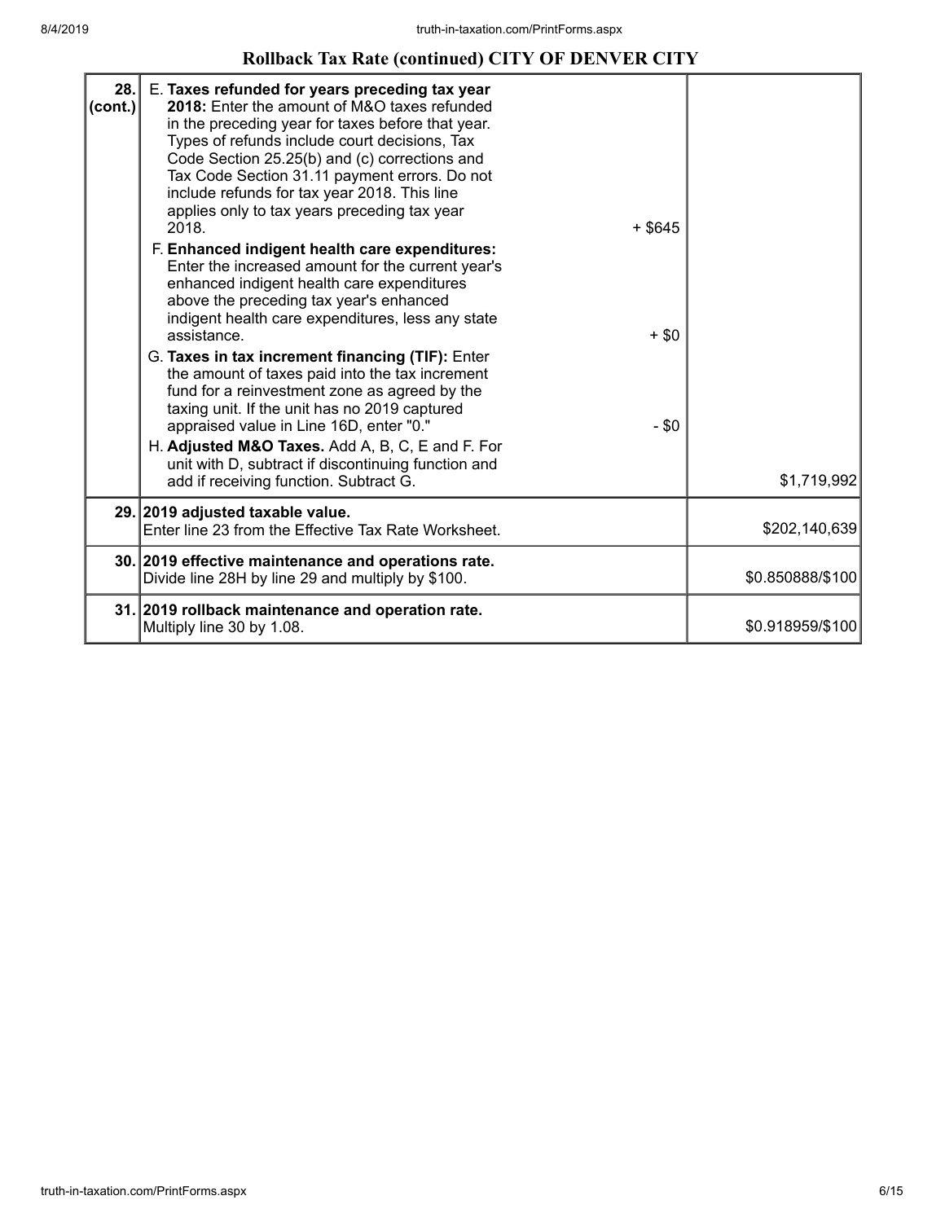## Rollback Tax Rate (continued) CITY OF DENVER CITY

| Line | Description | | Amount |
|---|---|---|---|
| 28. (cont.) | E. **Taxes refunded for years preceding tax year 2018:** Enter the amount of M&O taxes refunded in the preceding year for taxes before that year. Types of refunds include court decisions, Tax Code Section 25.25(b) and (c) corrections and Tax Code Section 31.11 payment errors. Do not include refunds for tax year 2018. This line applies only to tax years preceding tax year 2018. | + $645 | |
| | F. **Enhanced indigent health care expenditures:** Enter the increased amount for the current year's enhanced indigent health care expenditures above the preceding tax year's enhanced indigent health care expenditures, less any state assistance. | + $0 | |
| | G. **Taxes in tax increment financing (TIF):** Enter the amount of taxes paid into the tax increment fund for a reinvestment zone as agreed by the taxing unit. If the unit has no 2019 captured appraised value in Line 16D, enter "0." | - $0 | |
| | H. **Adjusted M&O Taxes.** Add A, B, C, E and F. For unit with D, subtract if discontinuing function and add if receiving function. Subtract G. | | $1,719,992 |
| 29. | **2019 adjusted taxable value.** Enter line 23 from the Effective Tax Rate Worksheet. | | $202,140,639 |
| 30. | **2019 effective maintenance and operations rate.** Divide line 28H by line 29 and multiply by $100. | | $0.850888/$100 |
| 31. | **2019 rollback maintenance and operation rate.** Multiply line 30 by 1.08. | | $0.918959/$100 |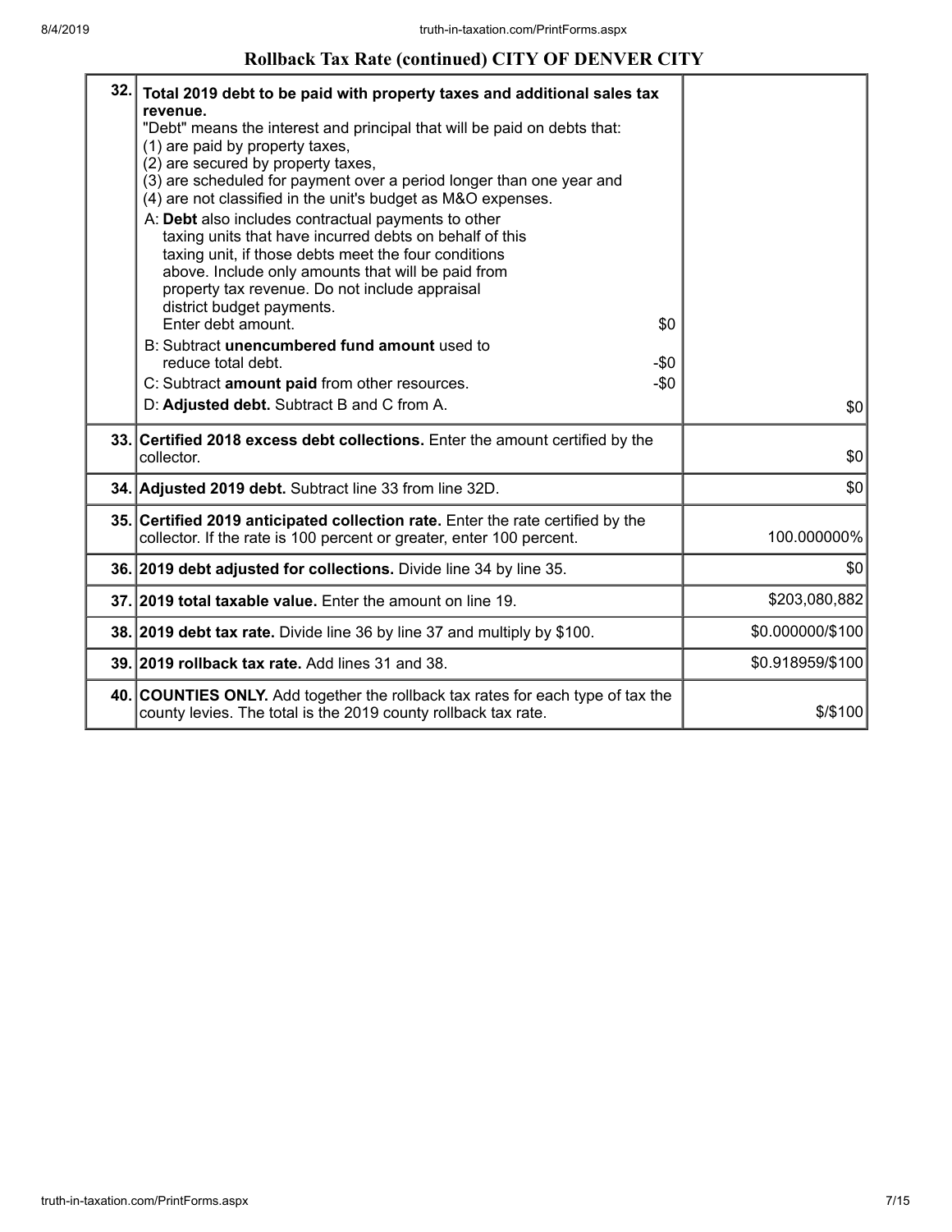## Rollback Tax Rate (continued) CITY OF DENVER CITY

| | | |
|---|---|---|
| 32. | **Total 2019 debt to be paid with property taxes and additional sales tax revenue.**<br>"Debt" means the interest and principal that will be paid on debts that:<br>(1) are paid by property taxes,<br>(2) are secured by property taxes,<br>(3) are scheduled for payment over a period longer than one year and<br>(4) are not classified in the unit's budget as M&O expenses.<br>A: **Debt** also includes contractual payments to other taxing units that have incurred debts on behalf of this taxing unit, if those debts meet the four conditions above. Include only amounts that will be paid from property tax revenue. Do not include appraisal district budget payments.<br>Enter debt amount. $0<br>B: Subtract **unencumbered fund amount** used to reduce total debt. -$0<br>C: Subtract **amount paid** from other resources. -$0<br>D: **Adjusted debt.** Subtract B and C from A. | $0 |
| 33. | **Certified 2018 excess debt collections.** Enter the amount certified by the collector. | $0 |
| 34. | **Adjusted 2019 debt.** Subtract line 33 from line 32D. | $0 |
| 35. | **Certified 2019 anticipated collection rate.** Enter the rate certified by the collector. If the rate is 100 percent or greater, enter 100 percent. | 100.000000% |
| 36. | **2019 debt adjusted for collections.** Divide line 34 by line 35. | $0 |
| 37. | **2019 total taxable value.** Enter the amount on line 19. | $203,080,882 |
| 38. | **2019 debt tax rate.** Divide line 36 by line 37 and multiply by $100. | $0.000000/$100 |
| 39. | **2019 rollback tax rate.** Add lines 31 and 38. | $0.918959/$100 |
| 40. | **COUNTIES ONLY.** Add together the rollback tax rates for each type of tax the county levies. The total is the 2019 county rollback tax rate. | $/$100 |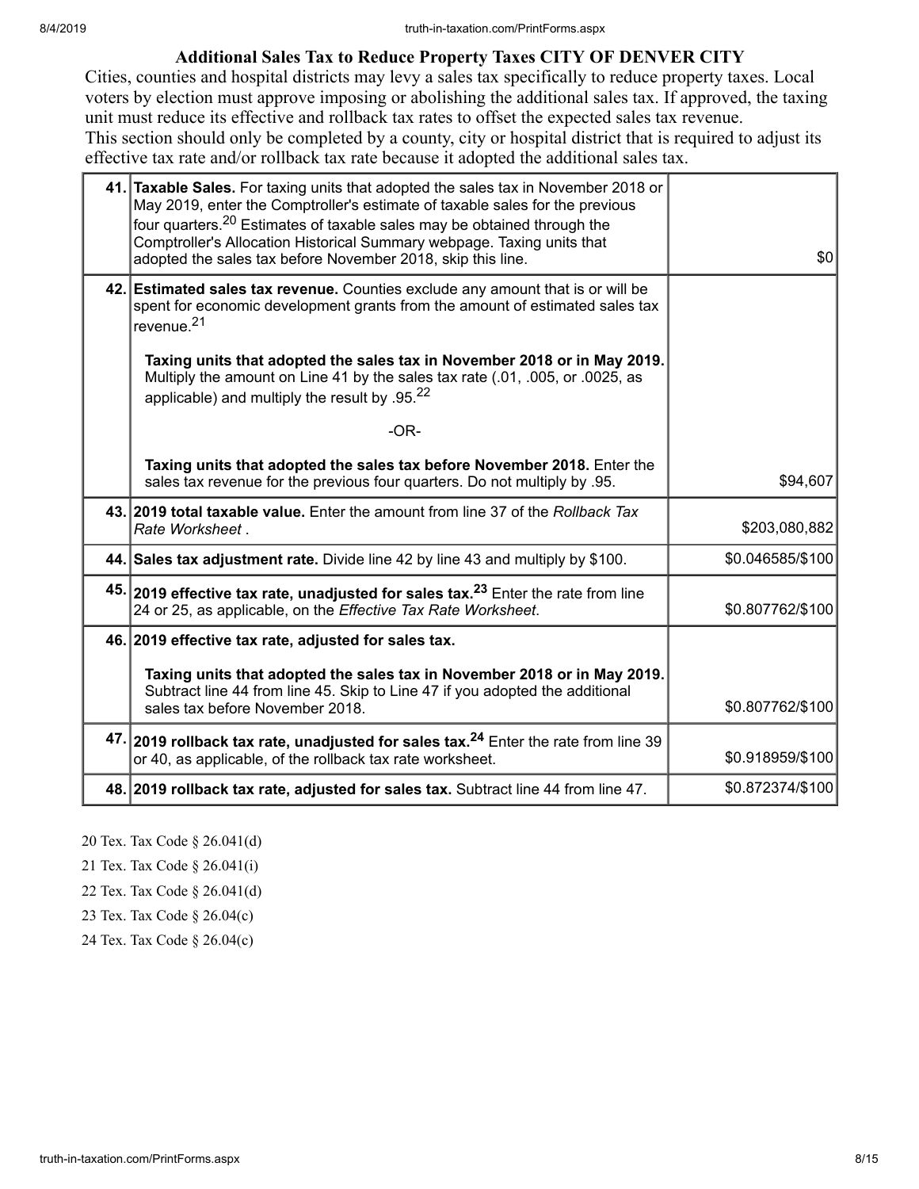## Additional Sales Tax to Reduce Property Taxes CITY OF DENVER CITY

Cities, counties and hospital districts may levy a sales tax specifically to reduce property taxes. Local voters by election must approve imposing or abolishing the additional sales tax. If approved, the taxing unit must reduce its effective and rollback tax rates to offset the expected sales tax revenue.

This section should only be completed by a county, city or hospital district that is required to adjust its effective tax rate and/or rollback tax rate because it adopted the additional sales tax.

| Line | Description | Amount |
|---|---|---|
| 41. | **Taxable Sales.** For taxing units that adopted the sales tax in November 2018 or May 2019, enter the Comptroller's estimate of taxable sales for the previous four quarters.[20] Estimates of taxable sales may be obtained through the Comptroller's Allocation Historical Summary webpage. Taxing units that adopted the sales tax before November 2018, skip this line. | $0 |
| 42. | **Estimated sales tax revenue.** Counties exclude any amount that is or will be spent for economic development grants from the amount of estimated sales tax revenue.[21]<br><br>**Taxing units that adopted the sales tax in November 2018 or in May 2019.** Multiply the amount on Line 41 by the sales tax rate (.01, .005, or .0025, as applicable) and multiply the result by .95.[22]<br><br>-OR-<br><br>**Taxing units that adopted the sales tax before November 2018.** Enter the sales tax revenue for the previous four quarters. Do not multiply by .95. | $94,607 |
| 43. | **2019 total taxable value.** Enter the amount from line 37 of the *Rollback Tax Rate Worksheet* . | $203,080,882 |
| 44. | **Sales tax adjustment rate.** Divide line 42 by line 43 and multiply by $100. | $0.046585/$100 |
| 45. | **2019 effective tax rate, unadjusted for sales tax.**[23] Enter the rate from line 24 or 25, as applicable, on the *Effective Tax Rate Worksheet*. | $0.807762/$100 |
| 46. | **2019 effective tax rate, adjusted for sales tax.**<br><br>**Taxing units that adopted the sales tax in November 2018 or in May 2019.** Subtract line 44 from line 45. Skip to Line 47 if you adopted the additional sales tax before November 2018. | $0.807762/$100 |
| 47. | **2019 rollback tax rate, unadjusted for sales tax.**[24] Enter the rate from line 39 or 40, as applicable, of the rollback tax rate worksheet. | $0.918959/$100 |
| 48. | **2019 rollback tax rate, adjusted for sales tax.** Subtract line 44 from line 47. | $0.872374/$100 |

20 Tex. Tax Code § 26.041(d)

21 Tex. Tax Code § 26.041(i)

22 Tex. Tax Code § 26.041(d)

23 Tex. Tax Code § 26.04(c)

24 Tex. Tax Code § 26.04(c)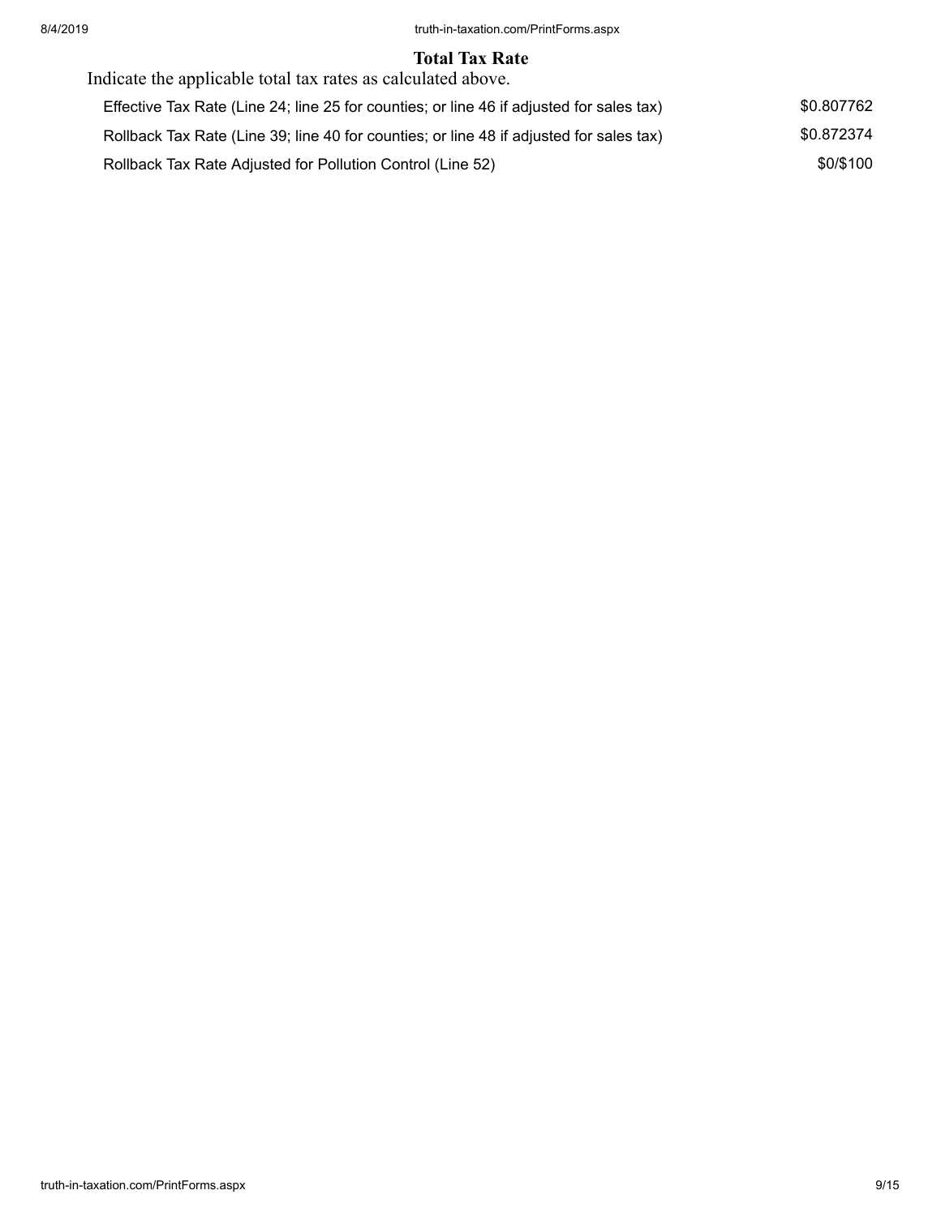## Total Tax Rate

Indicate the applicable total tax rates as calculated above.

| | |
|---|---|
| Effective Tax Rate (Line 24; line 25 for counties; or line 46 if adjusted for sales tax) | $0.807762 |
| Rollback Tax Rate (Line 39; line 40 for counties; or line 48 if adjusted for sales tax) | $0.872374 |
| Rollback Tax Rate Adjusted for Pollution Control (Line 52) | $0/$100 |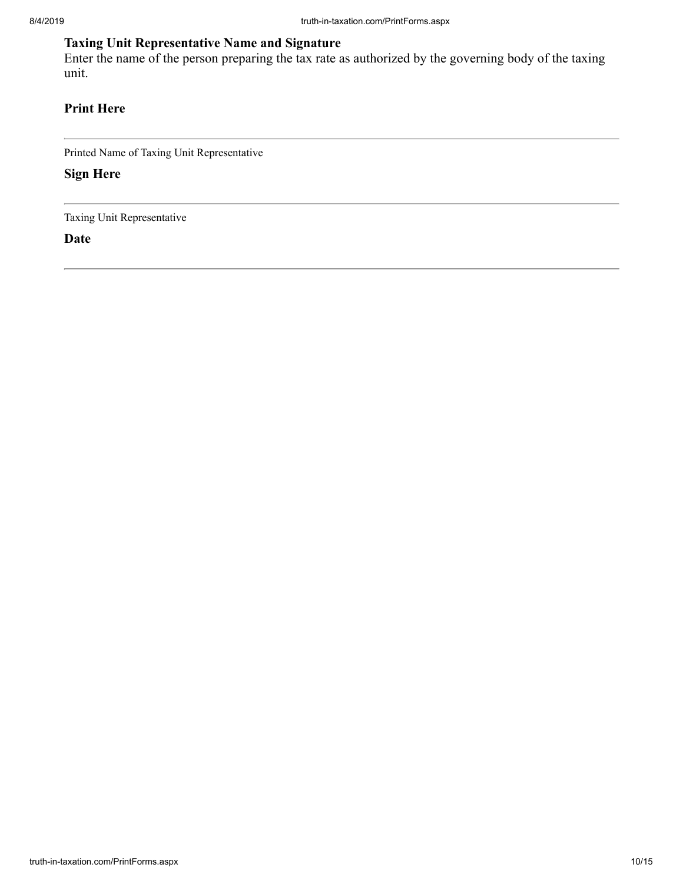### Taxing Unit Representative Name and Signature

Enter the name of the person preparing the tax rate as authorized by the governing body of the taxing unit.

### Print Here

---

Printed Name of Taxing Unit Representative

### Sign Here

---

Taxing Unit Representative

### Date

---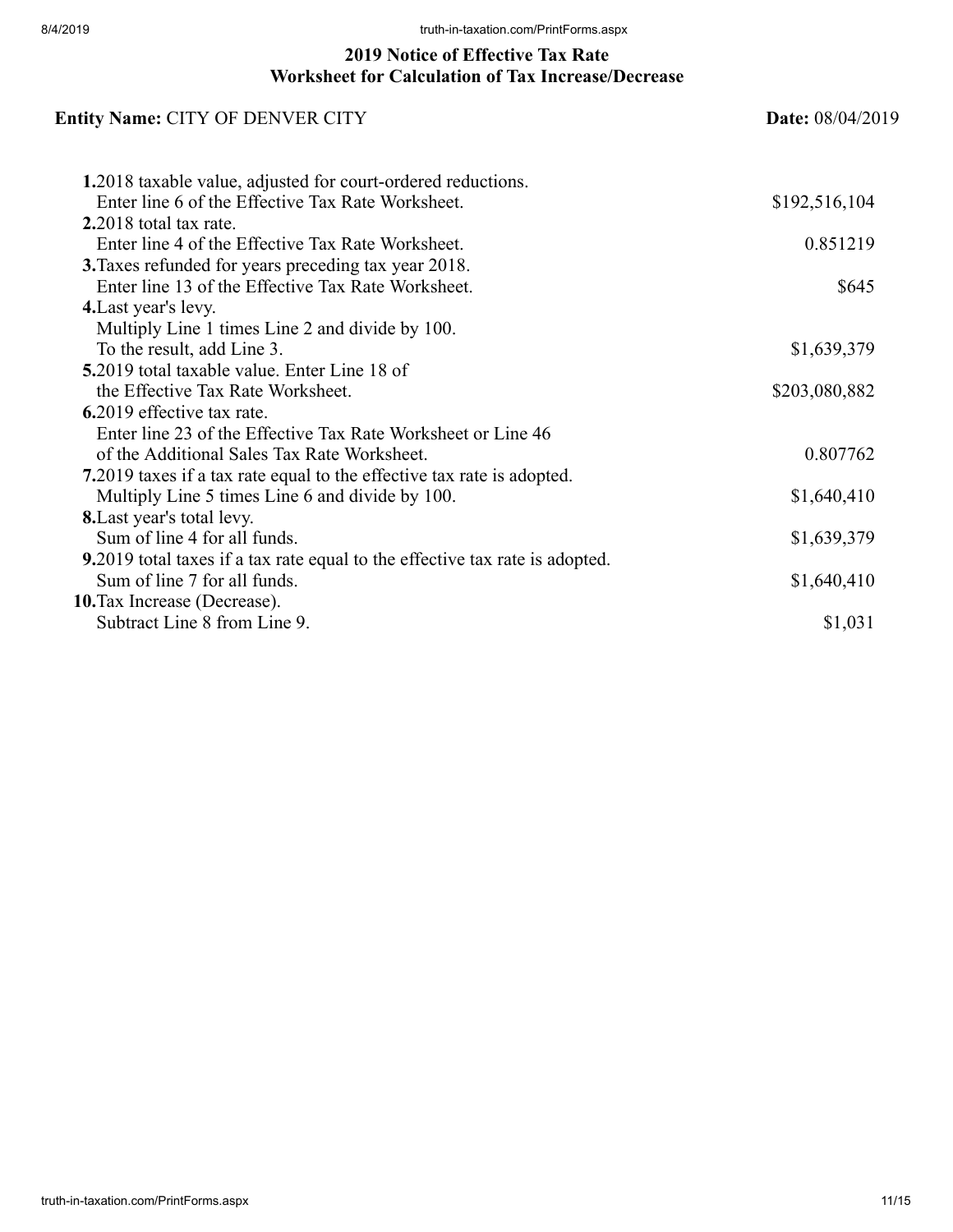## 2019 Notice of Effective Tax Rate
## Worksheet for Calculation of Tax Increase/Decrease

**Entity Name:** CITY OF DENVER CITY **Date:** 08/04/2019

| | |
|---|---|
| **1.** 2018 taxable value, adjusted for court-ordered reductions. Enter line 6 of the Effective Tax Rate Worksheet. | $192,516,104 |
| **2.** 2018 total tax rate. Enter line 4 of the Effective Tax Rate Worksheet. | 0.851219 |
| **3.** Taxes refunded for years preceding tax year 2018. Enter line 13 of the Effective Tax Rate Worksheet. | $645 |
| **4.** Last year's levy. Multiply Line 1 times Line 2 and divide by 100. To the result, add Line 3. | $1,639,379 |
| **5.** 2019 total taxable value. Enter Line 18 of the Effective Tax Rate Worksheet. | $203,080,882 |
| **6.** 2019 effective tax rate. Enter line 23 of the Effective Tax Rate Worksheet or Line 46 of the Additional Sales Tax Rate Worksheet. | 0.807762 |
| **7.** 2019 taxes if a tax rate equal to the effective tax rate is adopted. Multiply Line 5 times Line 6 and divide by 100. | $1,640,410 |
| **8.** Last year's total levy. Sum of line 4 for all funds. | $1,639,379 |
| **9.** 2019 total taxes if a tax rate equal to the effective tax rate is adopted. Sum of line 7 for all funds. | $1,640,410 |
| **10.** Tax Increase (Decrease). Subtract Line 8 from Line 9. | $1,031 |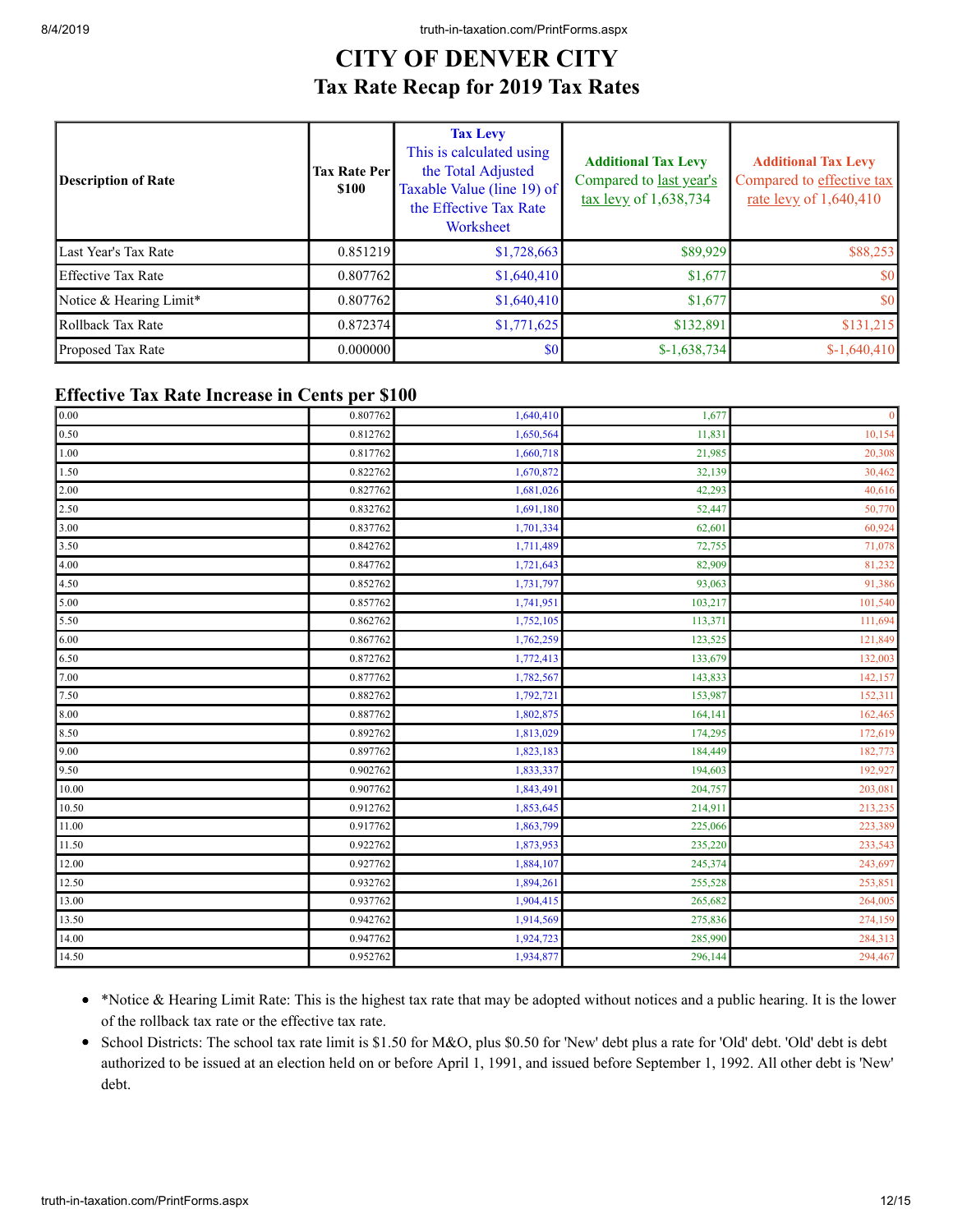# CITY OF DENVER CITY

## Tax Rate Recap for 2019 Tax Rates

| Description of Rate | Tax Rate Per $100 | Tax Levy This is calculated using the Total Adjusted Taxable Value (line 19) of the Effective Tax Rate Worksheet | Additional Tax Levy Compared to last year's tax levy of 1,638,734 | Additional Tax Levy Compared to effective tax rate levy of 1,640,410 |
|---|---|---|---|---|
| Last Year's Tax Rate | 0.851219 | $1,728,663 | $89,929 | $88,253 |
| Effective Tax Rate | 0.807762 | $1,640,410 | $1,677 | $0 |
| Notice & Hearing Limit* | 0.807762 | $1,640,410 | $1,677 | $0 |
| Rollback Tax Rate | 0.872374 | $1,771,625 | $132,891 | $131,215 |
| Proposed Tax Rate | 0.000000 | $0 | $-1,638,734 | $-1,640,410 |

## Effective Tax Rate Increase in Cents per $100

| | | | | |
|---|---|---|---|---|
| 0.00 | 0.807762 | 1,640,410 | 1,677 | 0 |
| 0.50 | 0.812762 | 1,650,564 | 11,831 | 10,154 |
| 1.00 | 0.817762 | 1,660,718 | 21,985 | 20,308 |
| 1.50 | 0.822762 | 1,670,872 | 32,139 | 30,462 |
| 2.00 | 0.827762 | 1,681,026 | 42,293 | 40,616 |
| 2.50 | 0.832762 | 1,691,180 | 52,447 | 50,770 |
| 3.00 | 0.837762 | 1,701,334 | 62,601 | 60,924 |
| 3.50 | 0.842762 | 1,711,489 | 72,755 | 71,078 |
| 4.00 | 0.847762 | 1,721,643 | 82,909 | 81,232 |
| 4.50 | 0.852762 | 1,731,797 | 93,063 | 91,386 |
| 5.00 | 0.857762 | 1,741,951 | 103,217 | 101,540 |
| 5.50 | 0.862762 | 1,752,105 | 113,371 | 111,694 |
| 6.00 | 0.867762 | 1,762,259 | 123,525 | 121,849 |
| 6.50 | 0.872762 | 1,772,413 | 133,679 | 132,003 |
| 7.00 | 0.877762 | 1,782,567 | 143,833 | 142,157 |
| 7.50 | 0.882762 | 1,792,721 | 153,987 | 152,311 |
| 8.00 | 0.887762 | 1,802,875 | 164,141 | 162,465 |
| 8.50 | 0.892762 | 1,813,029 | 174,295 | 172,619 |
| 9.00 | 0.897762 | 1,823,183 | 184,449 | 182,773 |
| 9.50 | 0.902762 | 1,833,337 | 194,603 | 192,927 |
| 10.00 | 0.907762 | 1,843,491 | 204,757 | 203,081 |
| 10.50 | 0.912762 | 1,853,645 | 214,911 | 213,235 |
| 11.00 | 0.917762 | 1,863,799 | 225,066 | 223,389 |
| 11.50 | 0.922762 | 1,873,953 | 235,220 | 233,543 |
| 12.00 | 0.927762 | 1,884,107 | 245,374 | 243,697 |
| 12.50 | 0.932762 | 1,894,261 | 255,528 | 253,851 |
| 13.00 | 0.937762 | 1,904,415 | 265,682 | 264,005 |
| 13.50 | 0.942762 | 1,914,569 | 275,836 | 274,159 |
| 14.00 | 0.947762 | 1,924,723 | 285,990 | 284,313 |
| 14.50 | 0.952762 | 1,934,877 | 296,144 | 294,467 |

- *Notice & Hearing Limit Rate: This is the highest tax rate that may be adopted without notices and a public hearing. It is the lower of the rollback tax rate or the effective tax rate.
- School Districts: The school tax rate limit is $1.50 for M&O, plus $0.50 for 'New' debt plus a rate for 'Old' debt. 'Old' debt is debt authorized to be issued at an election held on or before April 1, 1991, and issued before September 1, 1992. All other debt is 'New' debt.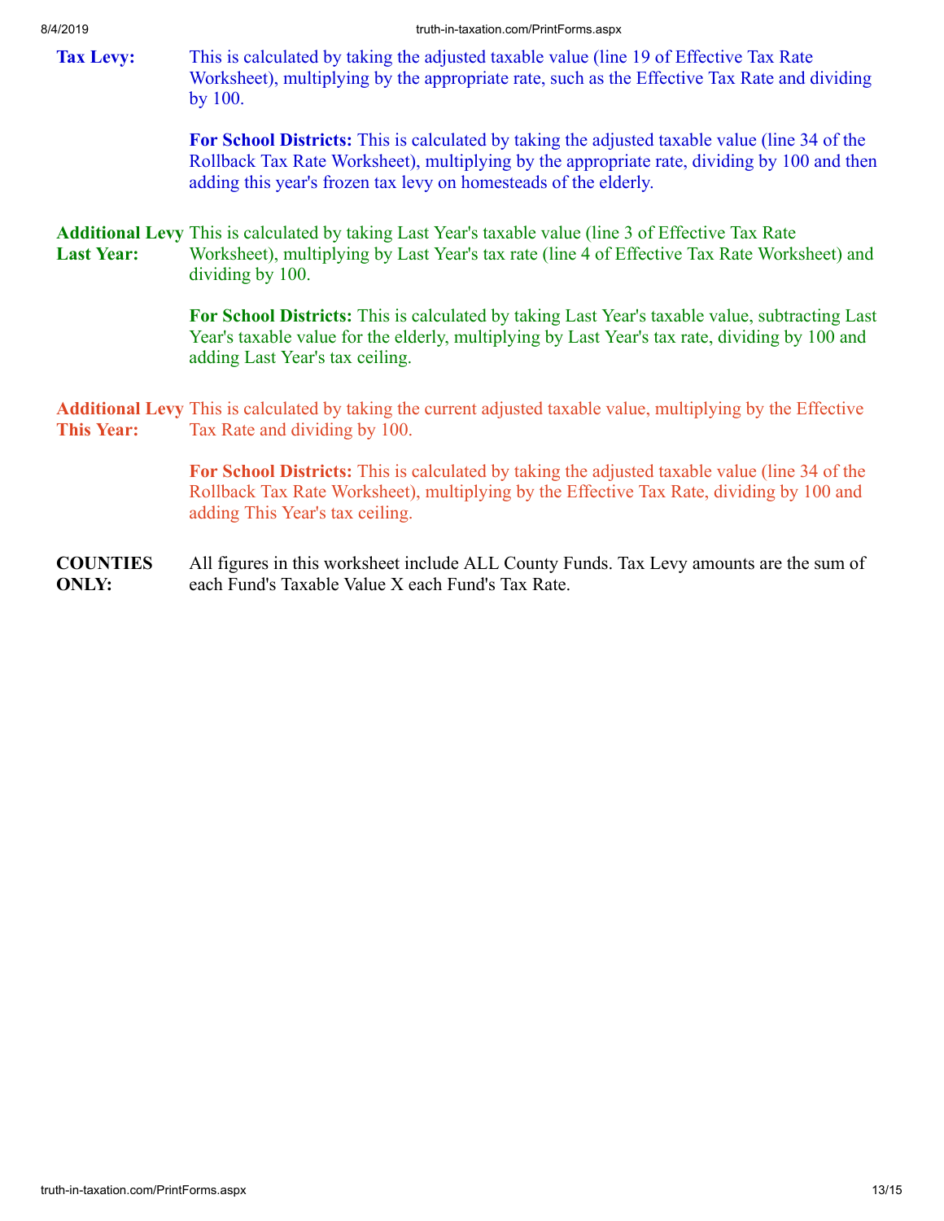**Tax Levy:** This is calculated by taking the adjusted taxable value (line 19 of Effective Tax Rate Worksheet), multiplying by the appropriate rate, such as the Effective Tax Rate and dividing by 100.

**For School Districts:** This is calculated by taking the adjusted taxable value (line 34 of the Rollback Tax Rate Worksheet), multiplying by the appropriate rate, dividing by 100 and then adding this year's frozen tax levy on homesteads of the elderly.

**Additional Levy Last Year:** This is calculated by taking Last Year's taxable value (line 3 of Effective Tax Rate Worksheet), multiplying by Last Year's tax rate (line 4 of Effective Tax Rate Worksheet) and dividing by 100.

**For School Districts:** This is calculated by taking Last Year's taxable value, subtracting Last Year's taxable value for the elderly, multiplying by Last Year's tax rate, dividing by 100 and adding Last Year's tax ceiling.

**Additional Levy This Year:** This is calculated by taking the current adjusted taxable value, multiplying by the Effective Tax Rate and dividing by 100.

**For School Districts:** This is calculated by taking the adjusted taxable value (line 34 of the Rollback Tax Rate Worksheet), multiplying by the Effective Tax Rate, dividing by 100 and adding This Year's tax ceiling.

**COUNTIES ONLY:** All figures in this worksheet include ALL County Funds. Tax Levy amounts are the sum of each Fund's Taxable Value X each Fund's Tax Rate.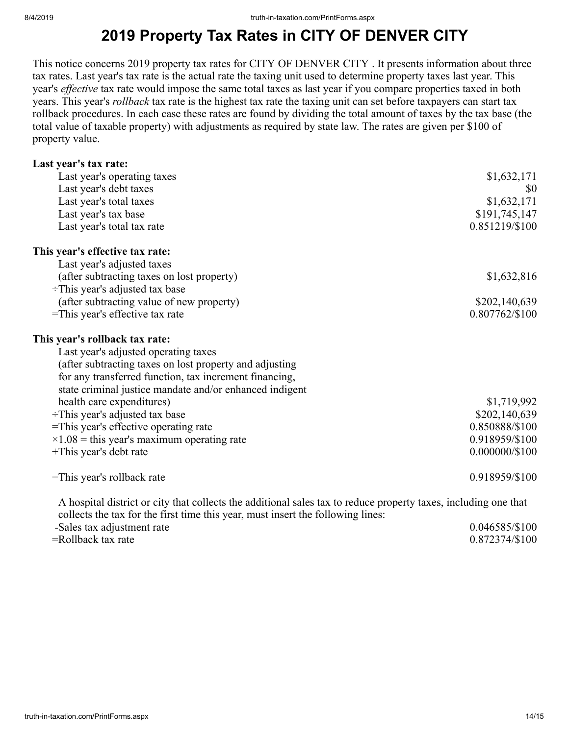# 2019 Property Tax Rates in CITY OF DENVER CITY

This notice concerns 2019 property tax rates for CITY OF DENVER CITY . It presents information about three tax rates. Last year's tax rate is the actual rate the taxing unit used to determine property taxes last year. This year's *effective* tax rate would impose the same total taxes as last year if you compare properties taxed in both years. This year's *rollback* tax rate is the highest tax rate the taxing unit can set before taxpayers can start tax rollback procedures. In each case these rates are found by dividing the total amount of taxes by the tax base (the total value of taxable property) with adjustments as required by state law. The rates are given per $100 of property value.

**Last year's tax rate:**

| | |
|---|---|
| Last year's operating taxes | $1,632,171 |
| Last year's debt taxes | $0 |
| Last year's total taxes | $1,632,171 |
| Last year's tax base | $191,745,147 |
| Last year's total tax rate | 0.851219/$100 |

**This year's effective tax rate:**

| | |
|---|---|
| Last year's adjusted taxes (after subtracting taxes on lost property) | $1,632,816 |
| ÷This year's adjusted tax base (after subtracting value of new property) | $202,140,639 |
| =This year's effective tax rate | 0.807762/$100 |

**This year's rollback tax rate:**

| | |
|---|---|
| Last year's adjusted operating taxes (after subtracting taxes on lost property and adjusting for any transferred function, tax increment financing, state criminal justice mandate and/or enhanced indigent health care expenditures) | $1,719,992 |
| ÷This year's adjusted tax base | $202,140,639 |
| =This year's effective operating rate | 0.850888/$100 |
| ×1.08 = this year's maximum operating rate | 0.918959/$100 |
| +This year's debt rate | 0.000000/$100 |
| =This year's rollback rate | 0.918959/$100 |

A hospital district or city that collects the additional sales tax to reduce property taxes, including one that collects the tax for the first time this year, must insert the following lines:

| | |
|---|---|
| -Sales tax adjustment rate | 0.046585/$100 |
| =Rollback tax rate | 0.872374/$100 |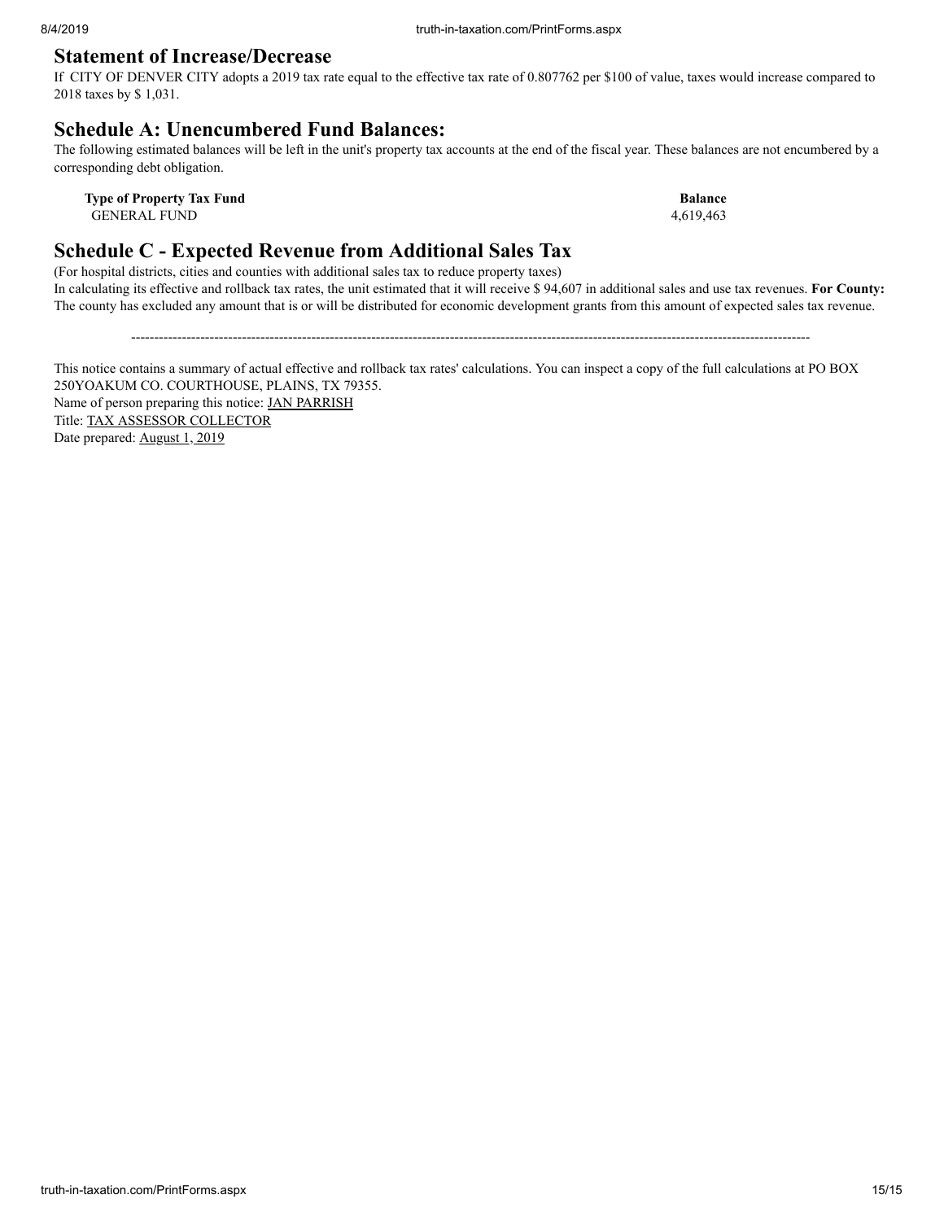## Statement of Increase/Decrease

If CITY OF DENVER CITY adopts a 2019 tax rate equal to the effective tax rate of 0.807762 per $100 of value, taxes would increase compared to 2018 taxes by $ 1,031.

## Schedule A: Unencumbered Fund Balances:

The following estimated balances will be left in the unit's property tax accounts at the end of the fiscal year. These balances are not encumbered by a corresponding debt obligation.

| Type of Property Tax Fund | Balance |
|---|---|
| GENERAL FUND | 4,619,463 |

## Schedule C - Expected Revenue from Additional Sales Tax

(For hospital districts, cities and counties with additional sales tax to reduce property taxes)

In calculating its effective and rollback tax rates, the unit estimated that it will receive $ 94,607 in additional sales and use tax revenues. **For County:** The county has excluded any amount that is or will be distributed for economic development grants from this amount of expected sales tax revenue.

---

This notice contains a summary of actual effective and rollback tax rates' calculations. You can inspect a copy of the full calculations at PO BOX 250YOAKUM CO. COURTHOUSE, PLAINS, TX 79355.

Name of person preparing this notice: JAN PARRISH

Title: TAX ASSESSOR COLLECTOR

Date prepared: August 1, 2019